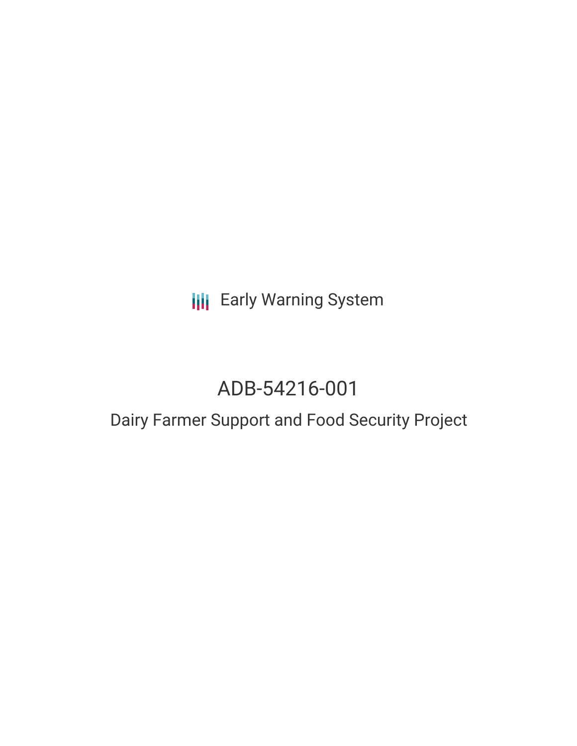Early Warning System

# ADB-54216-001

## Dairy Farmer Support and Food Security Project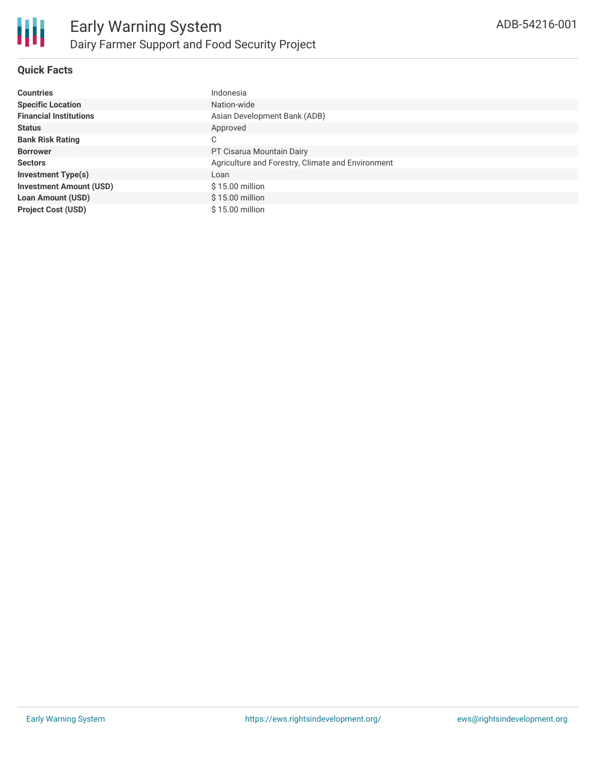# Early Warning System

## Dairy Farmer Support and Food Security Project

ADB-54216-001

### Quick Facts

| | |
|---|---|
| **Countries** | Indonesia |
| **Specific Location** | Nation-wide |
| **Financial Institutions** | Asian Development Bank (ADB) |
| **Status** | Approved |
| **Bank Risk Rating** | C |
| **Borrower** | PT Cisarua Mountain Dairy |
| **Sectors** | Agriculture and Forestry, Climate and Environment |
| **Investment Type(s)** | Loan |
| **Investment Amount (USD)** | $ 15.00 million |
| **Loan Amount (USD)** | $ 15.00 million |
| **Project Cost (USD)** | $ 15.00 million |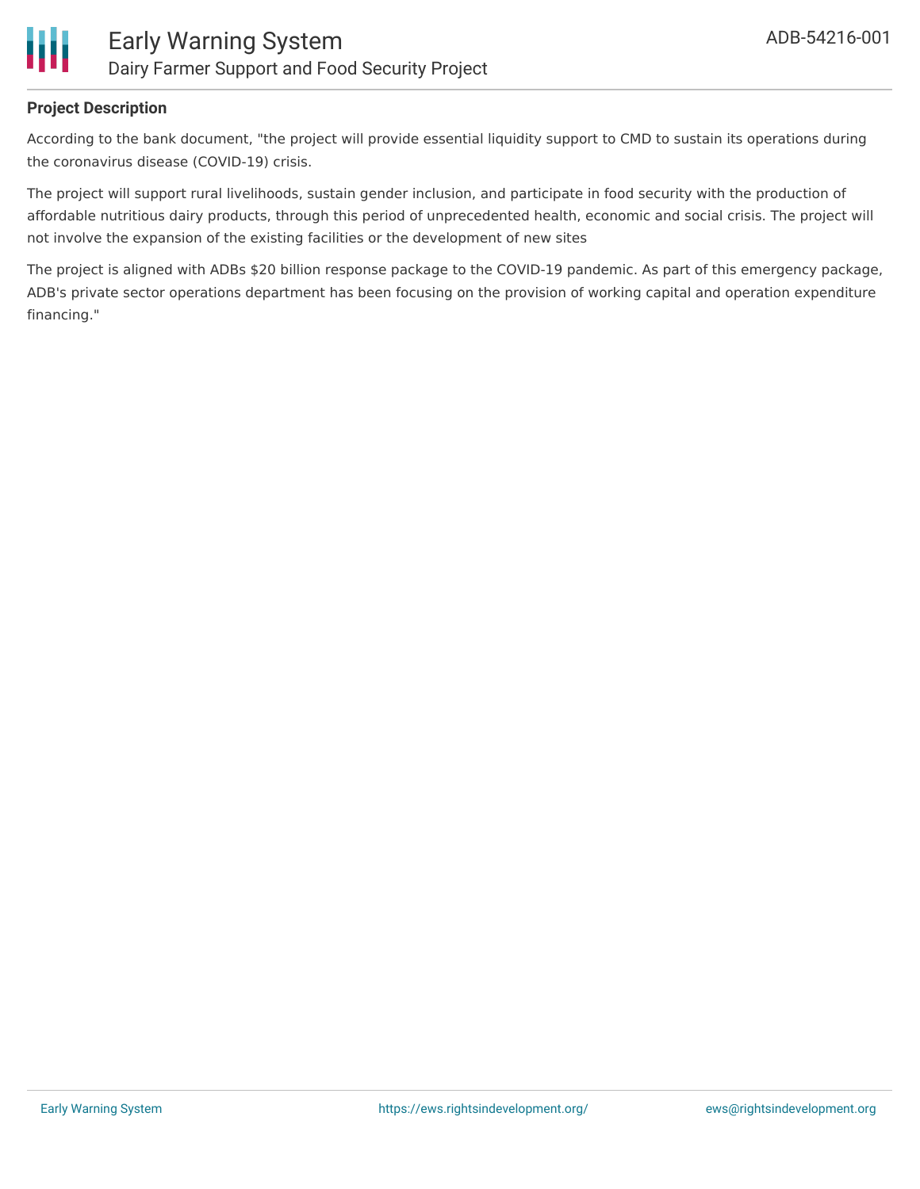**Project Description**

According to the bank document, "the project will provide essential liquidity support to CMD to sustain its operations during the coronavirus disease (COVID-19) crisis.

The project will support rural livelihoods, sustain gender inclusion, and participate in food security with the production of affordable nutritious dairy products, through this period of unprecedented health, economic and social crisis. The project will not involve the expansion of the existing facilities or the development of new sites

The project is aligned with ADBs $20 billion response package to the COVID-19 pandemic. As part of this emergency package, ADB's private sector operations department has been focusing on the provision of working capital and operation expenditure financing."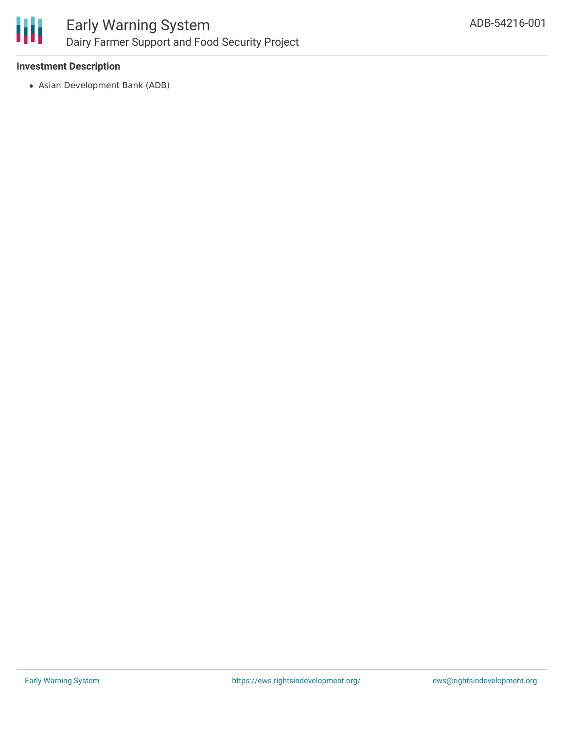### Investment Description

- Asian Development Bank (ADB)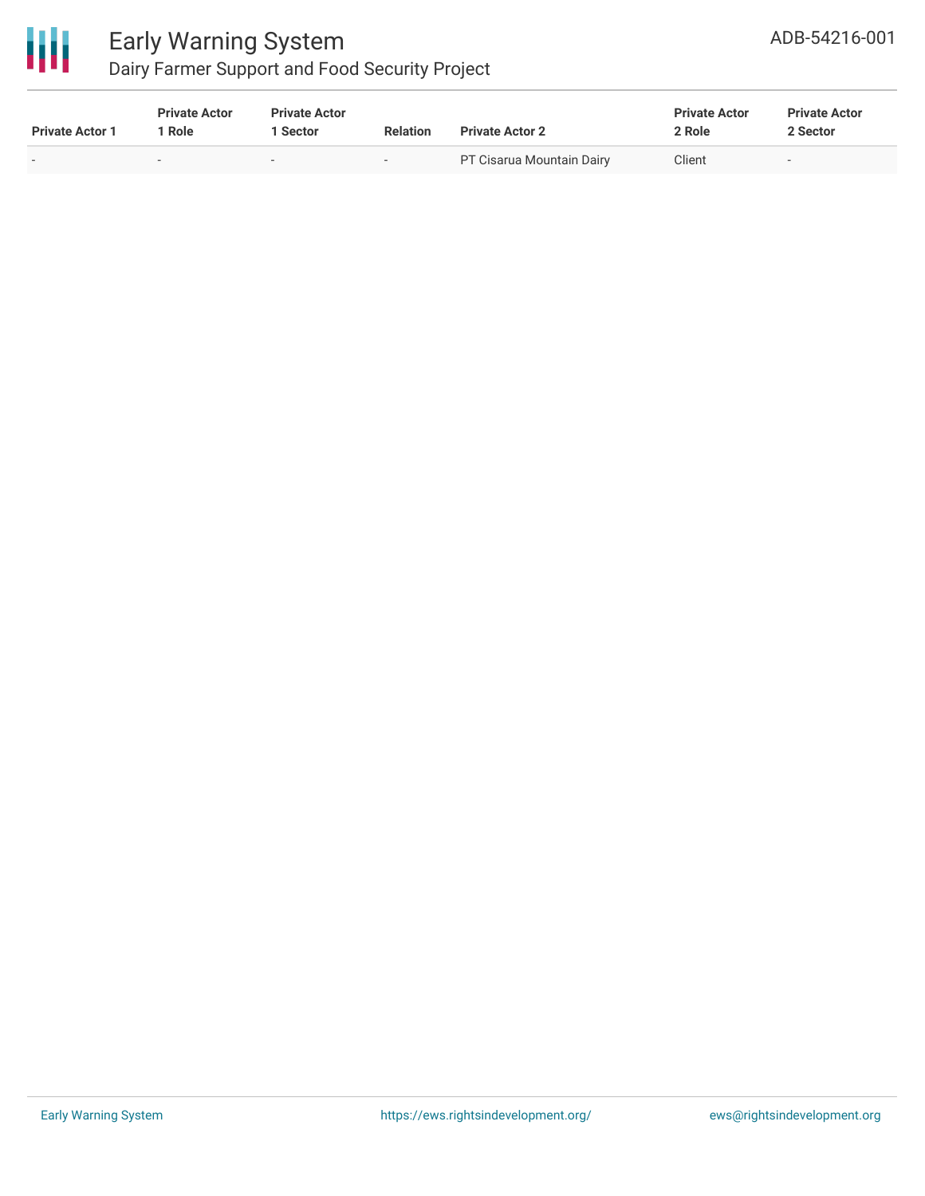| Private Actor 1 | Private Actor 1 Role | Private Actor 1 Sector | Relation | Private Actor 2 | Private Actor 2 Role | Private Actor 2 Sector |
|---|---|---|---|---|---|---|
| - | - | - | - | PT Cisarua Mountain Dairy | Client | - |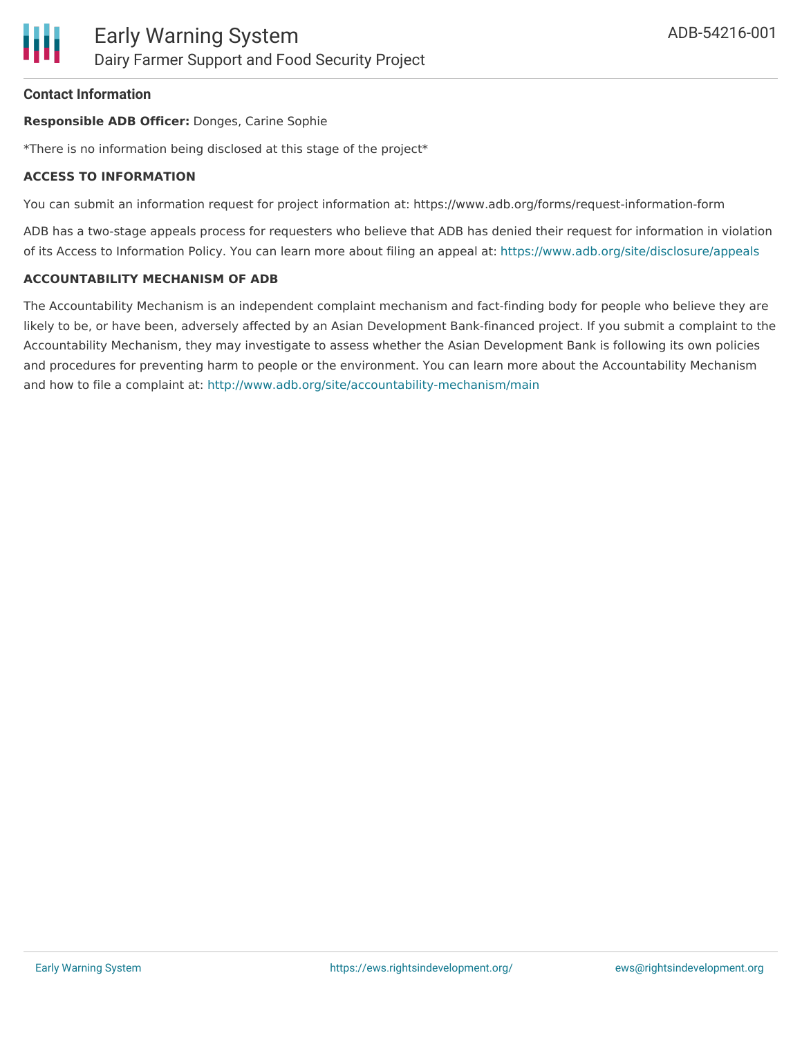#### Contact Information

**Responsible ADB Officer:** Donges, Carine Sophie

*There is no information being disclosed at this stage of the project*

**ACCESS TO INFORMATION**

You can submit an information request for project information at: https://www.adb.org/forms/request-information-form

ADB has a two-stage appeals process for requesters who believe that ADB has denied their request for information in violation of its Access to Information Policy. You can learn more about filing an appeal at: https://www.adb.org/site/disclosure/appeals

**ACCOUNTABILITY MECHANISM OF ADB**

The Accountability Mechanism is an independent complaint mechanism and fact-finding body for people who believe they are likely to be, or have been, adversely affected by an Asian Development Bank-financed project. If you submit a complaint to the Accountability Mechanism, they may investigate to assess whether the Asian Development Bank is following its own policies and procedures for preventing harm to people or the environment. You can learn more about the Accountability Mechanism and how to file a complaint at: http://www.adb.org/site/accountability-mechanism/main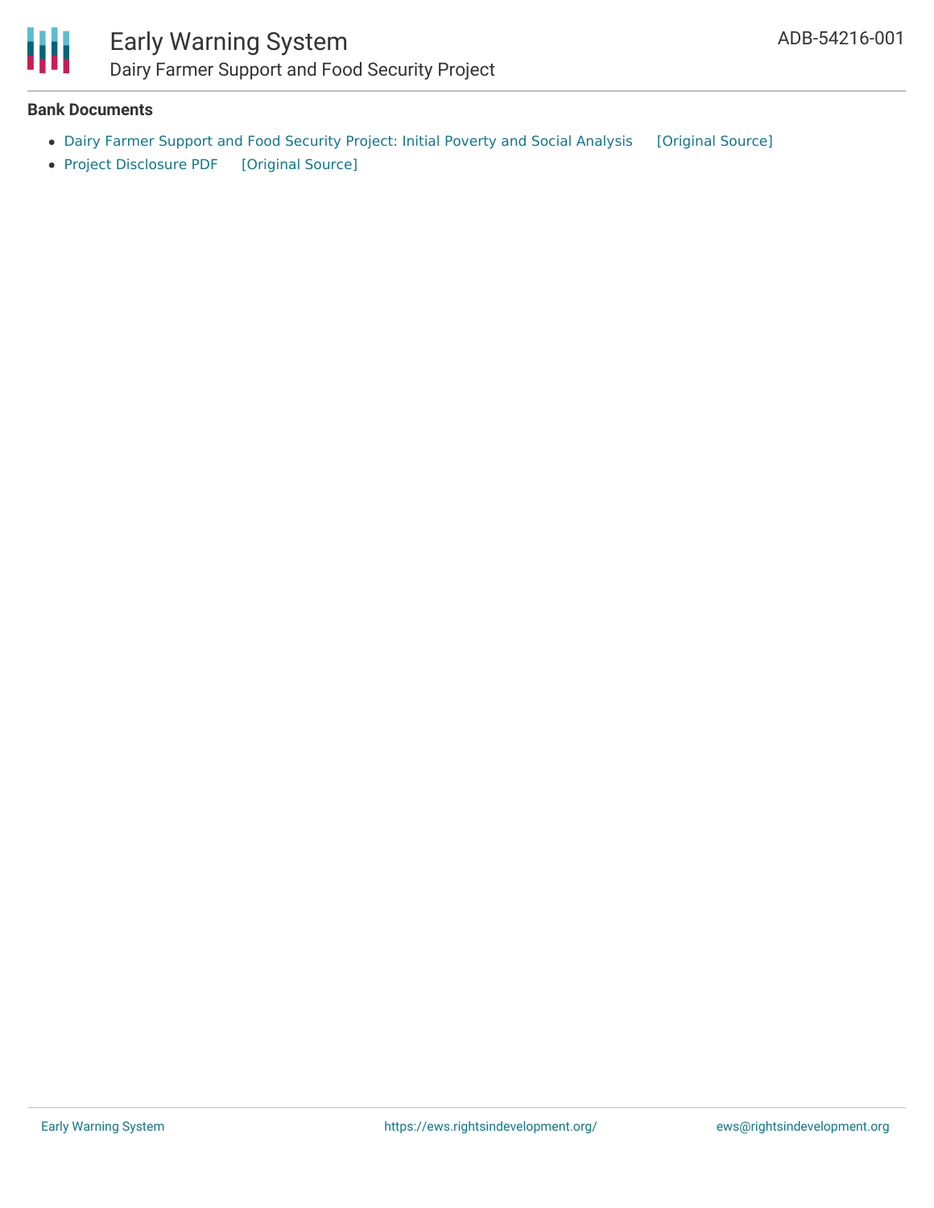## Bank Documents

- Dairy Farmer Support and Food Security Project: Initial Poverty and Social Analysis [Original Source]
- Project Disclosure PDF [Original Source]